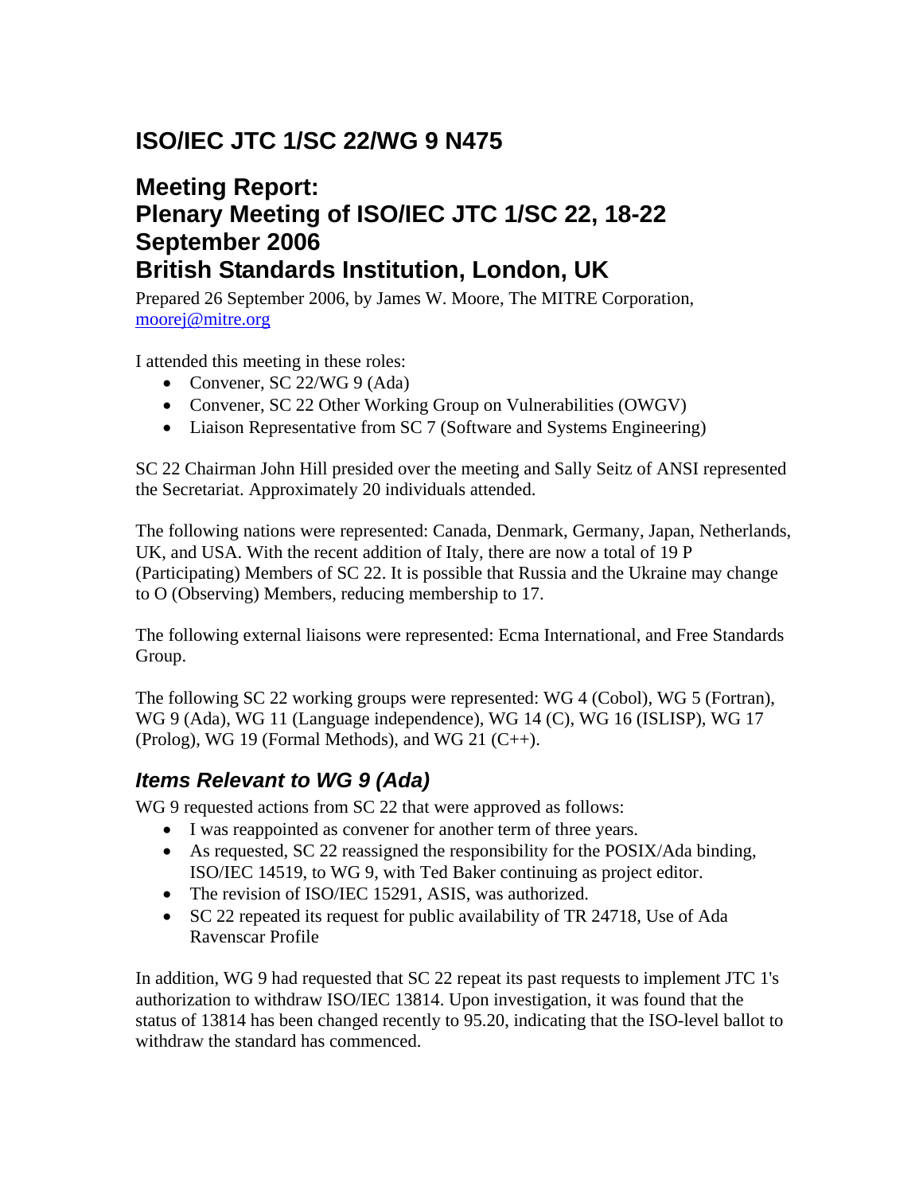# ISO/IEC JTC 1/SC 22/WG 9 N475

## Meeting Report:
## Plenary Meeting of ISO/IEC JTC 1/SC 22, 18-22 September 2006
## British Standards Institution, London, UK

Prepared 26 September 2006, by James W. Moore, The MITRE Corporation, moorej@mitre.org

I attended this meeting in these roles:

- Convener, SC 22/WG 9 (Ada)
- Convener, SC 22 Other Working Group on Vulnerabilities (OWGV)
- Liaison Representative from SC 7 (Software and Systems Engineering)

SC 22 Chairman John Hill presided over the meeting and Sally Seitz of ANSI represented the Secretariat. Approximately 20 individuals attended.

The following nations were represented: Canada, Denmark, Germany, Japan, Netherlands, UK, and USA. With the recent addition of Italy, there are now a total of 19 P (Participating) Members of SC 22. It is possible that Russia and the Ukraine may change to O (Observing) Members, reducing membership to 17.

The following external liaisons were represented: Ecma International, and Free Standards Group.

The following SC 22 working groups were represented: WG 4 (Cobol), WG 5 (Fortran), WG 9 (Ada), WG 11 (Language independence), WG 14 (C), WG 16 (ISLISP), WG 17 (Prolog), WG 19 (Formal Methods), and WG 21 (C++).

### *Items Relevant to WG 9 (Ada)*

WG 9 requested actions from SC 22 that were approved as follows:

- I was reappointed as convener for another term of three years.
- As requested, SC 22 reassigned the responsibility for the POSIX/Ada binding, ISO/IEC 14519, to WG 9, with Ted Baker continuing as project editor.
- The revision of ISO/IEC 15291, ASIS, was authorized.
- SC 22 repeated its request for public availability of TR 24718, Use of Ada Ravenscar Profile

In addition, WG 9 had requested that SC 22 repeat its past requests to implement JTC 1's authorization to withdraw ISO/IEC 13814. Upon investigation, it was found that the status of 13814 has been changed recently to 95.20, indicating that the ISO-level ballot to withdraw the standard has commenced.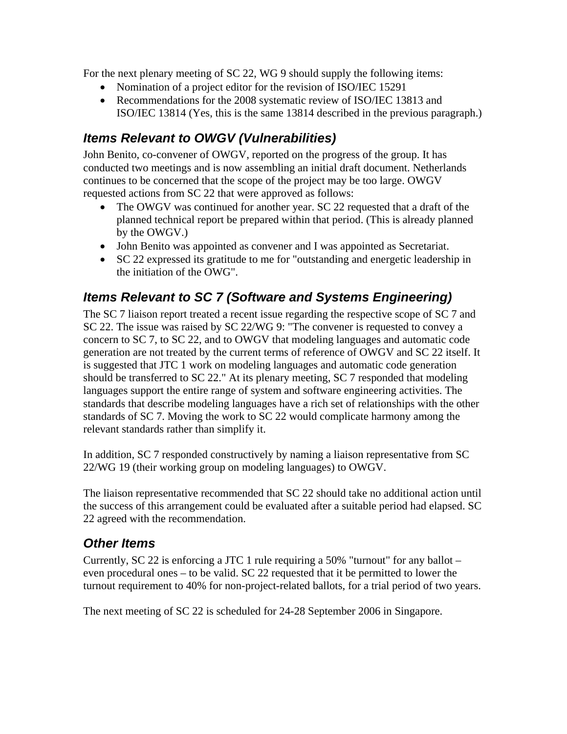For the next plenary meeting of SC 22, WG 9 should supply the following items:

- Nomination of a project editor for the revision of ISO/IEC 15291
- Recommendations for the 2008 systematic review of ISO/IEC 13813 and ISO/IEC 13814 (Yes, this is the same 13814 described in the previous paragraph.)

## *Items Relevant to OWGV (Vulnerabilities)*

John Benito, co-convener of OWGV, reported on the progress of the group. It has conducted two meetings and is now assembling an initial draft document. Netherlands continues to be concerned that the scope of the project may be too large. OWGV requested actions from SC 22 that were approved as follows:

- The OWGV was continued for another year. SC 22 requested that a draft of the planned technical report be prepared within that period. (This is already planned by the OWGV.)
- John Benito was appointed as convener and I was appointed as Secretariat.
- SC 22 expressed its gratitude to me for "outstanding and energetic leadership in the initiation of the OWG".

## *Items Relevant to SC 7 (Software and Systems Engineering)*

The SC 7 liaison report treated a recent issue regarding the respective scope of SC 7 and SC 22. The issue was raised by SC 22/WG 9: "The convener is requested to convey a concern to SC 7, to SC 22, and to OWGV that modeling languages and automatic code generation are not treated by the current terms of reference of OWGV and SC 22 itself. It is suggested that JTC 1 work on modeling languages and automatic code generation should be transferred to SC 22." At its plenary meeting, SC 7 responded that modeling languages support the entire range of system and software engineering activities. The standards that describe modeling languages have a rich set of relationships with the other standards of SC 7. Moving the work to SC 22 would complicate harmony among the relevant standards rather than simplify it.

In addition, SC 7 responded constructively by naming a liaison representative from SC 22/WG 19 (their working group on modeling languages) to OWGV.

The liaison representative recommended that SC 22 should take no additional action until the success of this arrangement could be evaluated after a suitable period had elapsed. SC 22 agreed with the recommendation.

## *Other Items*

Currently, SC 22 is enforcing a JTC 1 rule requiring a 50% "turnout" for any ballot – even procedural ones – to be valid. SC 22 requested that it be permitted to lower the turnout requirement to 40% for non-project-related ballots, for a trial period of two years.

The next meeting of SC 22 is scheduled for 24-28 September 2006 in Singapore.